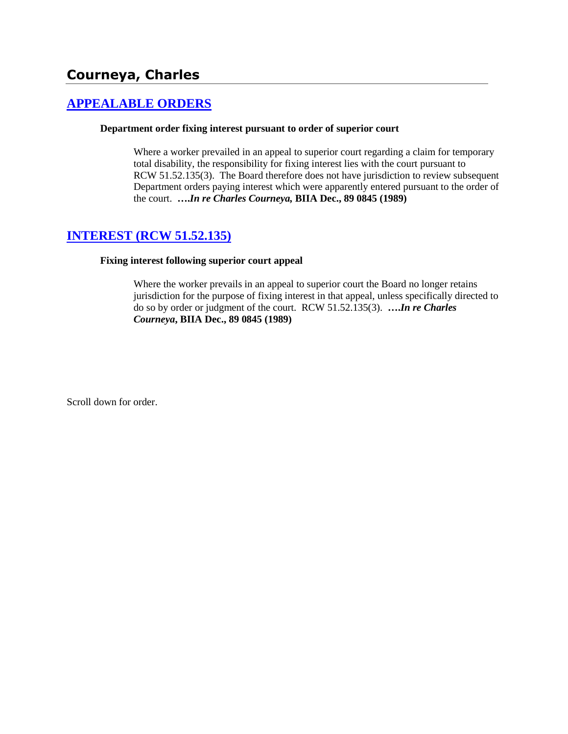## Courneya, Charles

### APPEALABLE ORDERS

**Department order fixing interest pursuant to order of superior court**

Where a worker prevailed in an appeal to superior court regarding a claim for temporary total disability, the responsibility for fixing interest lies with the court pursuant to RCW 51.52.135(3). The Board therefore does not have jurisdiction to review subsequent Department orders paying interest which were apparently entered pursuant to the order of the court. ***….In re Charles Courneya,* BIIA Dec., 89 0845 (1989)**

### INTEREST (RCW 51.52.135)

**Fixing interest following superior court appeal**

Where the worker prevails in an appeal to superior court the Board no longer retains jurisdiction for the purpose of fixing interest in that appeal, unless specifically directed to do so by order or judgment of the court. RCW 51.52.135(3). ***….In re Charles Courneya*, BIIA Dec., 89 0845 (1989)**

Scroll down for order.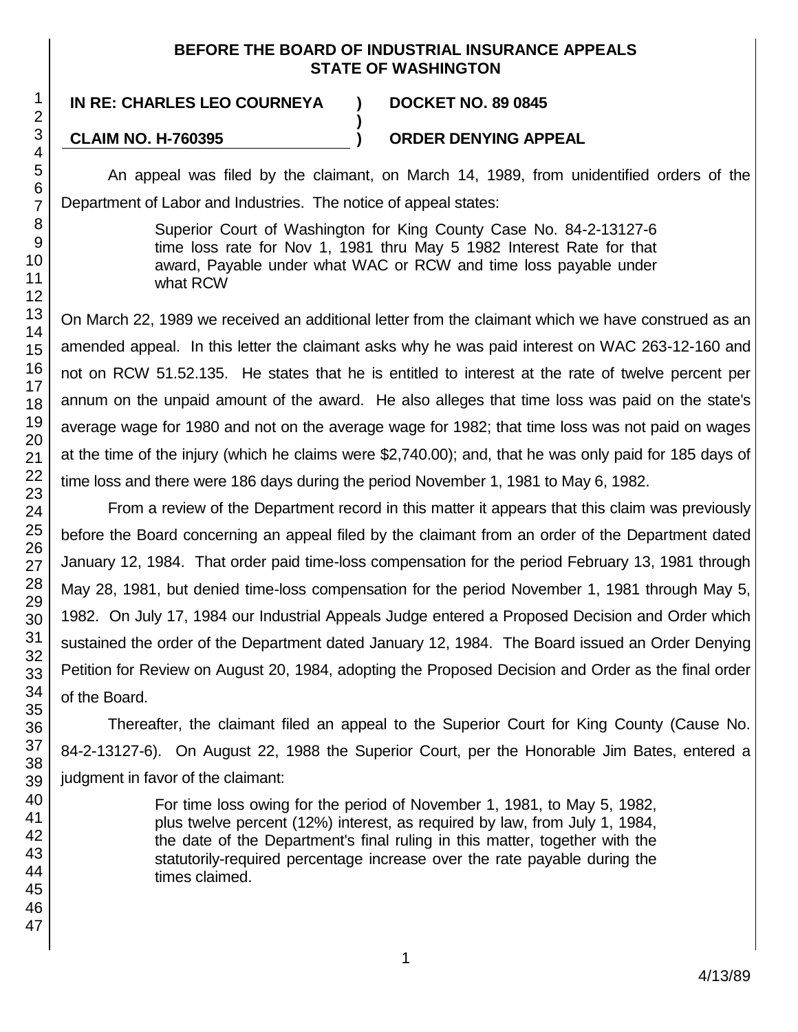**BEFORE THE BOARD OF INDUSTRIAL INSURANCE APPEALS**
**STATE OF WASHINGTON**

| | | |
|---|---|---|
| **IN RE: CHARLES LEO COURNEYA** | **)** | **DOCKET NO. 89 0845** |
| | **)** | |
| **CLAIM NO. H-760395** | **)** | **ORDER DENYING APPEAL** |

An appeal was filed by the claimant, on March 14, 1989, from unidentified orders of the Department of Labor and Industries. The notice of appeal states:

> Superior Court of Washington for King County Case No. 84-2-13127-6 time loss rate for Nov 1, 1981 thru May 5 1982 Interest Rate for that award, Payable under what WAC or RCW and time loss payable under what RCW

On March 22, 1989 we received an additional letter from the claimant which we have construed as an amended appeal. In this letter the claimant asks why he was paid interest on WAC 263-12-160 and not on RCW 51.52.135. He states that he is entitled to interest at the rate of twelve percent per annum on the unpaid amount of the award. He also alleges that time loss was paid on the state's average wage for 1980 and not on the average wage for 1982; that time loss was not paid on wages at the time of the injury (which he claims were $2,740.00); and, that he was only paid for 185 days of time loss and there were 186 days during the period November 1, 1981 to May 6, 1982.

From a review of the Department record in this matter it appears that this claim was previously before the Board concerning an appeal filed by the claimant from an order of the Department dated January 12, 1984. That order paid time-loss compensation for the period February 13, 1981 through May 28, 1981, but denied time-loss compensation for the period November 1, 1981 through May 5, 1982. On July 17, 1984 our Industrial Appeals Judge entered a Proposed Decision and Order which sustained the order of the Department dated January 12, 1984. The Board issued an Order Denying Petition for Review on August 20, 1984, adopting the Proposed Decision and Order as the final order of the Board.

Thereafter, the claimant filed an appeal to the Superior Court for King County (Cause No. 84-2-13127-6). On August 22, 1988 the Superior Court, per the Honorable Jim Bates, entered a judgment in favor of the claimant:

> For time loss owing for the period of November 1, 1981, to May 5, 1982, plus twelve percent (12%) interest, as required by law, from July 1, 1984, the date of the Department's final ruling in this matter, together with the statutorily-required percentage increase over the rate payable during the times claimed.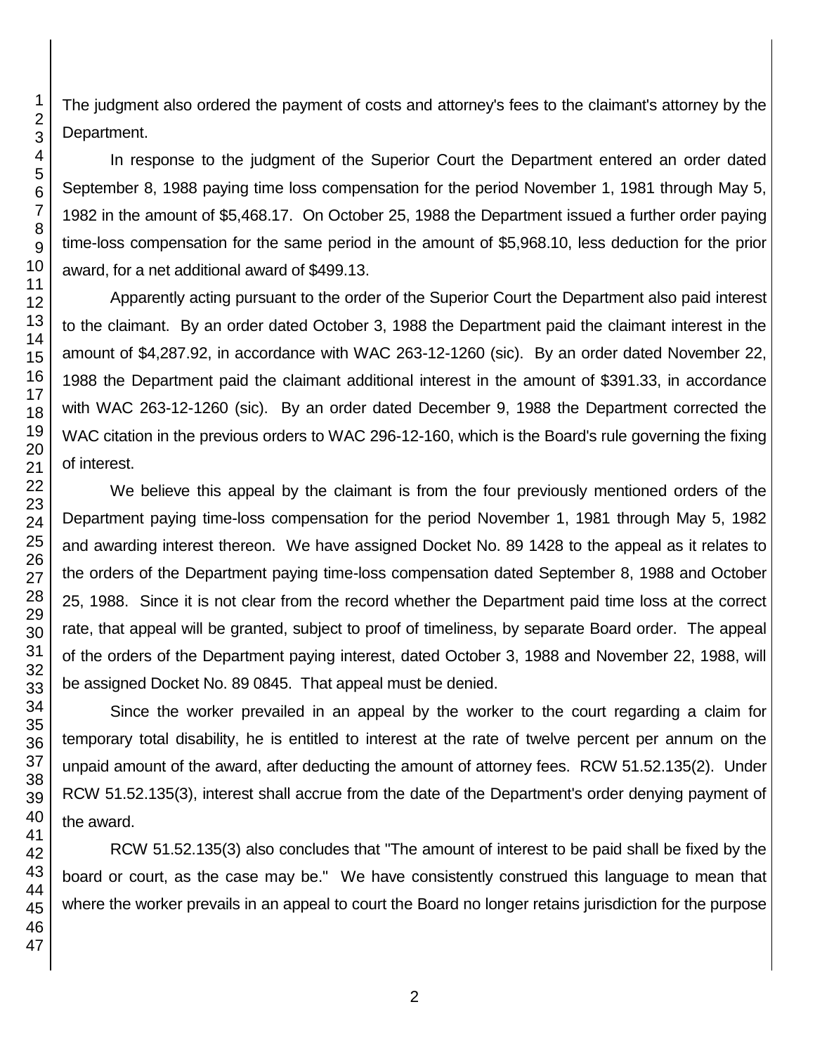The judgment also ordered the payment of costs and attorney's fees to the claimant's attorney by the Department.

In response to the judgment of the Superior Court the Department entered an order dated September 8, 1988 paying time loss compensation for the period November 1, 1981 through May 5, 1982 in the amount of $5,468.17. On October 25, 1988 the Department issued a further order paying time-loss compensation for the same period in the amount of $5,968.10, less deduction for the prior award, for a net additional award of $499.13.

Apparently acting pursuant to the order of the Superior Court the Department also paid interest to the claimant. By an order dated October 3, 1988 the Department paid the claimant interest in the amount of $4,287.92, in accordance with WAC 263-12-1260 (sic). By an order dated November 22, 1988 the Department paid the claimant additional interest in the amount of $391.33, in accordance with WAC 263-12-1260 (sic). By an order dated December 9, 1988 the Department corrected the WAC citation in the previous orders to WAC 296-12-160, which is the Board's rule governing the fixing of interest.

We believe this appeal by the claimant is from the four previously mentioned orders of the Department paying time-loss compensation for the period November 1, 1981 through May 5, 1982 and awarding interest thereon. We have assigned Docket No. 89 1428 to the appeal as it relates to the orders of the Department paying time-loss compensation dated September 8, 1988 and October 25, 1988. Since it is not clear from the record whether the Department paid time loss at the correct rate, that appeal will be granted, subject to proof of timeliness, by separate Board order. The appeal of the orders of the Department paying interest, dated October 3, 1988 and November 22, 1988, will be assigned Docket No. 89 0845. That appeal must be denied.

Since the worker prevailed in an appeal by the worker to the court regarding a claim for temporary total disability, he is entitled to interest at the rate of twelve percent per annum on the unpaid amount of the award, after deducting the amount of attorney fees. RCW 51.52.135(2). Under RCW 51.52.135(3), interest shall accrue from the date of the Department's order denying payment of the award.

RCW 51.52.135(3) also concludes that "The amount of interest to be paid shall be fixed by the board or court, as the case may be." We have consistently construed this language to mean that where the worker prevails in an appeal to court the Board no longer retains jurisdiction for the purpose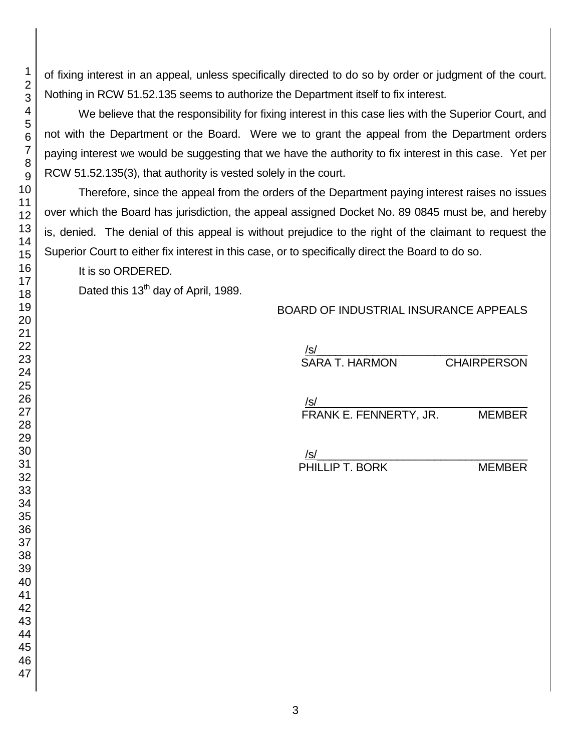of fixing interest in an appeal, unless specifically directed to do so by order or judgment of the court. Nothing in RCW 51.52.135 seems to authorize the Department itself to fix interest.

We believe that the responsibility for fixing interest in this case lies with the Superior Court, and not with the Department or the Board. Were we to grant the appeal from the Department orders paying interest we would be suggesting that we have the authority to fix interest in this case. Yet per RCW 51.52.135(3), that authority is vested solely in the court.

Therefore, since the appeal from the orders of the Department paying interest raises no issues over which the Board has jurisdiction, the appeal assigned Docket No. 89 0845 must be, and hereby is, denied. The denial of this appeal is without prejudice to the right of the claimant to request the Superior Court to either fix interest in this case, or to specifically direct the Board to do so.

It is so ORDERED.

Dated this 13th day of April, 1989.

BOARD OF INDUSTRIAL INSURANCE APPEALS

/s/
SARA T. HARMON CHAIRPERSON

/s/
FRANK E. FENNERTY, JR. MEMBER

/s/
PHILLIP T. BORK MEMBER